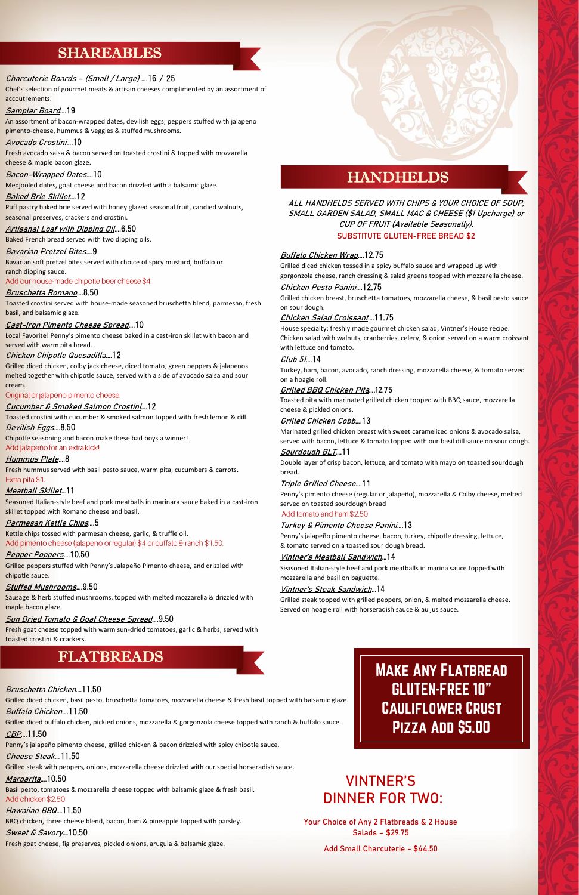## SHAREABLES

***Charcuterie Boards - (Small / Large)*** ….16 / 25
Chef's selection of gourmet meats & artisan cheeses complimented by an assortment of accoutrements.

***Sampler Board***….19
An assortment of bacon-wrapped dates, devilish eggs, peppers stuffed with jalapeno pimento-cheese, hummus & veggies & stuffed mushrooms.

***Avocado Crostini***….10
Fresh avocado salsa & bacon served on toasted crostini & topped with mozzarella cheese & maple bacon glaze.

***Bacon-Wrapped Dates***….10
Medjooled dates, goat cheese and bacon drizzled with a balsamic glaze.

***Baked Brie Skillet***….12
Puff pastry baked brie served with honey glazed seasonal fruit, candied walnuts, seasonal preserves, crackers and crostini.

***Artisanal Loaf with Dipping Oil***….6.50
Baked French bread served with two dipping oils.

***Bavarian Pretzel Bites***….9
Bavarian soft pretzel bites served with choice of spicy mustard, buffalo or ranch dipping sauce.
Add our house-made chipotle beer cheese $4

***Bruschetta Romano***….8.50
Toasted crostini served with house-made seasoned bruschetta blend, parmesan, fresh basil, and balsamic glaze.

***Cast-Iron Pimento Cheese Spread***….10
Local Favorite! Penny's pimento cheese baked in a cast-iron skillet with bacon and served with warm pita bread.

***Chicken Chipotle Quesadilla***….12
Grilled diced chicken, colby jack cheese, diced tomato, green peppers & jalapenos melted together with chipotle sauce, served with a side of avocado salsa and sour cream.
Original or jalapeño pimento cheese.

***Cucumber & Smoked Salmon Crostini***….12
Toasted crostini with cucumber & smoked salmon topped with fresh lemon & dill.

***Devilish Eggs***….8.50
Chipotle seasoning and bacon make these bad boys a winner!
Add jalapeño for an extra kick!

***Hummus Plate***….8
Fresh hummus served with basil pesto sauce, warm pita, cucumbers & carrots.
Extra pita $1.

***Meatball Skillet***…11
Seasoned Italian-style beef and pork meatballs in marinara sauce baked in a cast-iron skillet topped with Romano cheese and basil.

***Parmesan Kettle Chips***….5
Kettle chips tossed with parmesan cheese, garlic, & truffle oil.
Add pimento cheese (jalapeno or regular) $4 or buffalo & ranch $1.50.

***Pepper Poppers***….10.50
Grilled peppers stuffed with Penny's Jalapeño Pimento cheese, and drizzled with chipotle sauce.

***Stuffed Mushrooms***….9.50
Sausage & herb stuffed mushrooms, topped with melted mozzarella & drizzled with maple bacon glaze.

***Sun Dried Tomato & Goat Cheese Spread***….9.50
Fresh goat cheese topped with warm sun-dried tomatoes, garlic & herbs, served with toasted crostini & crackers.

## FLATBREADS

***Bruschetta Chicken***….11.50
Grilled diced chicken, basil pesto, bruschetta tomatoes, mozzarella cheese & fresh basil topped with balsamic glaze.

***Buffalo Chicken***….11.50
Grilled diced buffalo chicken, pickled onions, mozzarella & gorgonzola cheese topped with ranch & buffalo sauce.

***CBP***….11.50
Penny's jalapeño pimento cheese, grilled chicken & bacon drizzled with spicy chipotle sauce.

***Cheese Steak***….11.50
Grilled steak with peppers, onions, mozzarella cheese drizzled with our special horseradish sauce.

***Margarita***….10.50
Basil pesto, tomatoes & mozzarella cheese topped with balsamic glaze & fresh basil.
Add chicken $2.50

***Hawaiian BBQ***….11.50
BBQ chicken, three cheese blend, bacon, ham & pineapple topped with parsley.

***Sweet & Savory***….10.50
Fresh goat cheese, fig preserves, pickled onions, arugula & balsamic glaze.

## HANDHELDS

*ALL HANDHELDS SERVED WITH CHIPS & YOUR CHOICE OF SOUP, SMALL GARDEN SALAD, SMALL MAC & CHEESE ($1 Upcharge) or CUP OF FRUIT (Available Seasonally).*
SUBSTITUTE GLUTEN-FREE BREAD $2

***Buffalo Chicken Wrap***….12.75
Grilled diced chicken tossed in a spicy buffalo sauce and wrapped up with gorgonzola cheese, ranch dressing & salad greens topped with mozzarella cheese.

***Chicken Pesto Panini***….12.75
Grilled chicken breast, bruschetta tomatoes, mozzarella cheese, & basil pesto sauce on sour dough.

***Chicken Salad Croissant***….11.75
House specialty: freshly made gourmet chicken salad, Vintner's House recipe. Chicken salad with walnuts, cranberries, celery, & onion served on a warm croissant with lettuce and tomato.

***Club 51***….14
Turkey, ham, bacon, avocado, ranch dressing, mozzarella cheese, & tomato served on a hoagie roll.

***Grilled BBQ Chicken Pita***….12.75
Toasted pita with marinated grilled chicken topped with BBQ sauce, mozzarella cheese & pickled onions.

***Grilled Chicken Cobb***….13
Marinated grilled chicken breast with sweet caramelized onions & avocado salsa, served with bacon, lettuce & tomato topped with our basil dill sauce on sour dough.

***Sourdough BLT***….11
Double layer of crisp bacon, lettuce, and tomato with mayo on toasted sourdough bread.

***Triple Grilled Cheese***….11
Penny's pimento cheese (regular or jalapeño), mozzarella & Colby cheese, melted served on toasted sourdough bread
Add tomato and ham $2.50

***Turkey & Pimento Cheese Panini***….13
Penny's jalapeño pimento cheese, bacon, turkey, chipotle dressing, lettuce, & tomato served on a toasted sour dough bread.

***Vintner's Meatball Sandwich***…14
Seasoned Italian-style beef and pork meatballs in marina sauce topped with mozzarella and basil on baguette.

***Vintner's Steak Sandwich***…14
Grilled steak topped with grilled peppers, onion, & melted mozzarella cheese. Served on hoagie roll with horseradish sauce & au jus sauce.

**Make Any Flatbread Gluten-Free 10" Cauliflower Crust Pizza Add $5.00**

## VINTNER'S DINNER FOR TWO:

Your Choice of Any 2 Flatbreads & 2 House Salads - $29.75

Add Small Charcuterie - $44.50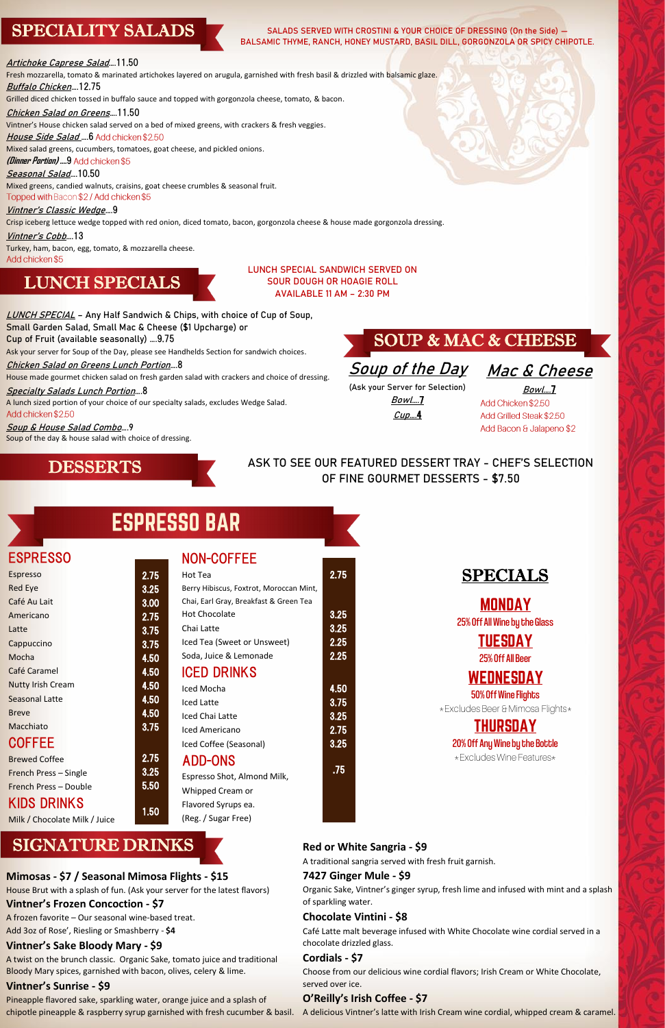## SPECIALITY SALADS

SALADS SERVED WITH CROSTINI & YOUR CHOICE OF DRESSING (On the Side) — BALSAMIC THYME, RANCH, HONEY MUSTARD, BASIL DILL, GORGONZOLA OR SPICY CHIPOTLE.

***Artichoke Caprese Salad***....11.50
Fresh mozzarella, tomato & marinated artichokes layered on arugula, garnished with fresh basil & drizzled with balsamic glaze.

***Buffalo Chicken***....12.75
Grilled diced chicken tossed in buffalo sauce and topped with gorgonzola cheese, tomato, & bacon.

***Chicken Salad on Greens***....11.50
Vintner's House chicken salad served on a bed of mixed greens, with crackers & fresh veggies.

***House Side Salad*** ....6 Add chicken $2.50
Mixed salad greens, cucumbers, tomatoes, goat cheese, and pickled onions.
***(Dinner Portion)*** ....9 Add chicken $5

***Seasonal Salad***....10.50
Mixed greens, candied walnuts, craisins, goat cheese crumbles & seasonal fruit.
Topped with Bacon $2 / Add chicken $5

***Vintner's Classic Wedge***....9
Crisp iceberg lettuce wedge topped with red onion, diced tomato, bacon, gorgonzola cheese & house made gorgonzola dressing.

***Vintner's Cobb***....13
Turkey, ham, bacon, egg, tomato, & mozzarella cheese.
Add chicken $5

## LUNCH SPECIALS

LUNCH SPECIAL SANDWICH SERVED ON SOUR DOUGH OR HOAGIE ROLL
AVAILABLE 11 AM – 2:30 PM

***LUNCH SPECIAL*** – Any Half Sandwich & Chips, with choice of Cup of Soup, Small Garden Salad, Small Mac & Cheese ($1 Upcharge) or Cup of Fruit (available seasonally) ....9.75
Ask your server for Soup of the Day, please see Handhelds Section for sandwich choices.

***Chicken Salad on Greens Lunch Portion***....8
House made gourmet chicken salad on fresh garden salad with crackers and choice of dressing.

***Specialty Salads Lunch Portion***....8
A lunch sized portion of your choice of our specialty salads, excludes Wedge Salad.
Add chicken $2.50

***Soup & House Salad Combo***....9
Soup of the day & house salad with choice of dressing.

## SOUP & MAC & CHEESE

### Soup of the Day

(Ask your Server for Selection)
Bowl....7
Cup....4

### Mac & Cheese

Bowl....7
Add Chicken $2.50
Add Grilled Steak $2.50
Add Bacon & Jalapeno $2

## DESSERTS

ASK TO SEE OUR FEATURED DESSERT TRAY - CHEF'S SELECTION OF FINE GOURMET DESSERTS - $7.50

## ESPRESSO BAR

### ESPRESSO

| | |
|---|---|
| Espresso | 2.75 |
| Red Eye | 3.25 |
| Café Au Lait | 3.00 |
| Americano | 2.75 |
| Latte | 3.75 |
| Cappuccino | 3.75 |
| Mocha | 4.50 |
| Café Caramel | 4.50 |
| Nutty Irish Cream | 4.50 |
| Seasonal Latte | 4.50 |
| Breve | 4.50 |
| Macchiato | 3.75 |

### COFFEE

| | |
|---|---|
| Brewed Coffee | 2.75 |
| French Press – Single | 3.25 |
| French Press – Double | 5.50 |

### KIDS DRINKS

| | |
|---|---|
| Milk / Chocolate Milk / Juice | 1.50 |

### NON-COFFEE

| | |
|---|---|
| Hot Tea (Berry Hibiscus, Foxtrot, Moroccan Mint, Chai, Earl Gray, Breakfast & Green Tea) | 2.75 |
| Hot Chocolate | 3.25 |
| Chai Latte | 3.25 |
| Iced Tea (Sweet or Unsweet) | 2.25 |
| Soda, Juice & Lemonade | 2.25 |

### ICED DRINKS

| | |
|---|---|
| Iced Mocha | 4.50 |
| Iced Latte | 3.75 |
| Iced Chai Latte | 3.25 |
| Iced Americano | 2.75 |
| Iced Coffee (Seasonal) | 3.25 |

### ADD-ONS

| | |
|---|---|
| Espresso Shot, Almond Milk, Whipped Cream or Flavored Syrups ea. (Reg. / Sugar Free) | .75 |

## SPECIALS

**MONDAY**
25% Off All Wine by the Glass

**TUESDAY**
25% Off All Beer

**WEDNESDAY**
50% Off Wine Flights
*Excludes Beer & Mimosa Flights*

**THURSDAY**
20% Off Any Wine by the Bottle
*Excludes Wine Features*

## SIGNATURE DRINKS

**Mimosas - $7 / Seasonal Mimosa Flights - $15**
House Brut with a splash of fun. (Ask your server for the latest flavors)

**Vintner's Frozen Concoction - $7**
A frozen favorite – Our seasonal wine-based treat.
Add 3oz of Rose', Riesling or Smashberry - **$4**

**Vintner's Sake Bloody Mary - $9**
A twist on the brunch classic. Organic Sake, tomato juice and traditional Bloody Mary spices, garnished with bacon, olives, celery & lime.

**Vintner's Sunrise - $9**
Pineapple flavored sake, sparkling water, orange juice and a splash of chipotle pineapple & raspberry syrup garnished with fresh cucumber & basil.

**Red or White Sangria - $9**
A traditional sangria served with fresh fruit garnish.

**7427 Ginger Mule - $9**
Organic Sake, Vintner's ginger syrup, fresh lime and infused with mint and a splash of sparkling water.

**Chocolate Vintini - $8**
Café Latte malt beverage infused with White Chocolate wine cordial served in a chocolate drizzled glass.

**Cordials - $7**
Choose from our delicious wine cordial flavors; Irish Cream or White Chocolate, served over ice.

**O'Reilly's Irish Coffee - $7**
A delicious Vintner's latte with Irish Cream wine cordial, whipped cream & caramel.